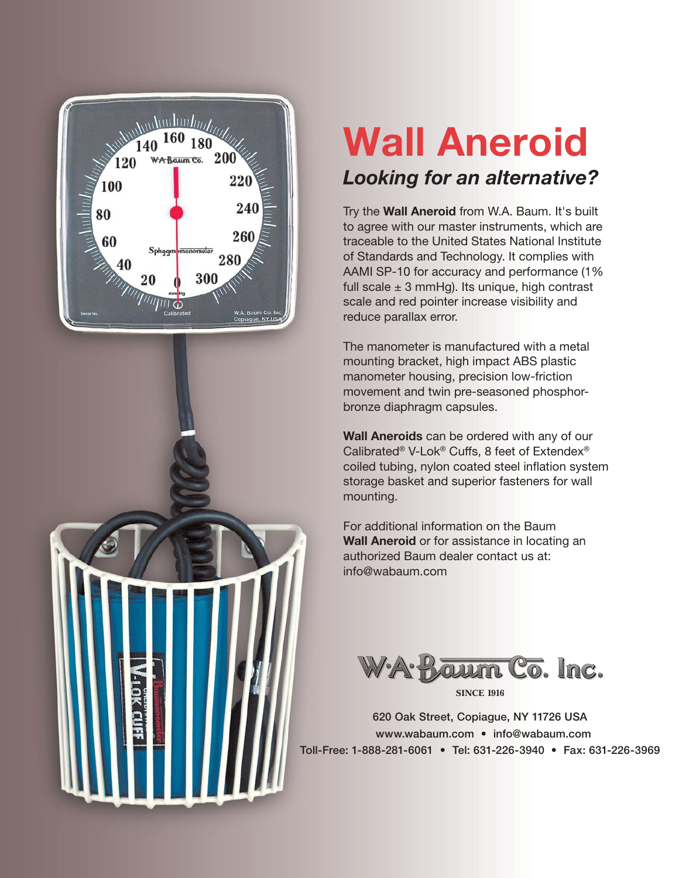# Wall Aneroid

## *Looking for an alternative?*

Try the **Wall Aneroid** from W.A. Baum. It's built to agree with our master instruments, which are traceable to the United States National Institute of Standards and Technology. It complies with AAMI SP-10 for accuracy and performance (1% full scale ± 3 mmHg). Its unique, high contrast scale and red pointer increase visibility and reduce parallax error.

The manometer is manufactured with a metal mounting bracket, high impact ABS plastic manometer housing, precision low-friction movement and twin pre-seasoned phosphor-bronze diaphragm capsules.

**Wall Aneroids** can be ordered with any of our Calibrated® V-Lok® Cuffs, 8 feet of Extendex® coiled tubing, nylon coated steel inflation system storage basket and superior fasteners for wall mounting.

For additional information on the Baum **Wall Aneroid** or for assistance in locating an authorized Baum dealer contact us at: info@wabaum.com

W·A·Baum Co. Inc.

SINCE 1916

620 Oak Street, Copiague, NY 11726 USA
www.wabaum.com • info@wabaum.com
Toll-Free: 1-888-281-6061 • Tel: 631-226-3940 • Fax: 631-226-3969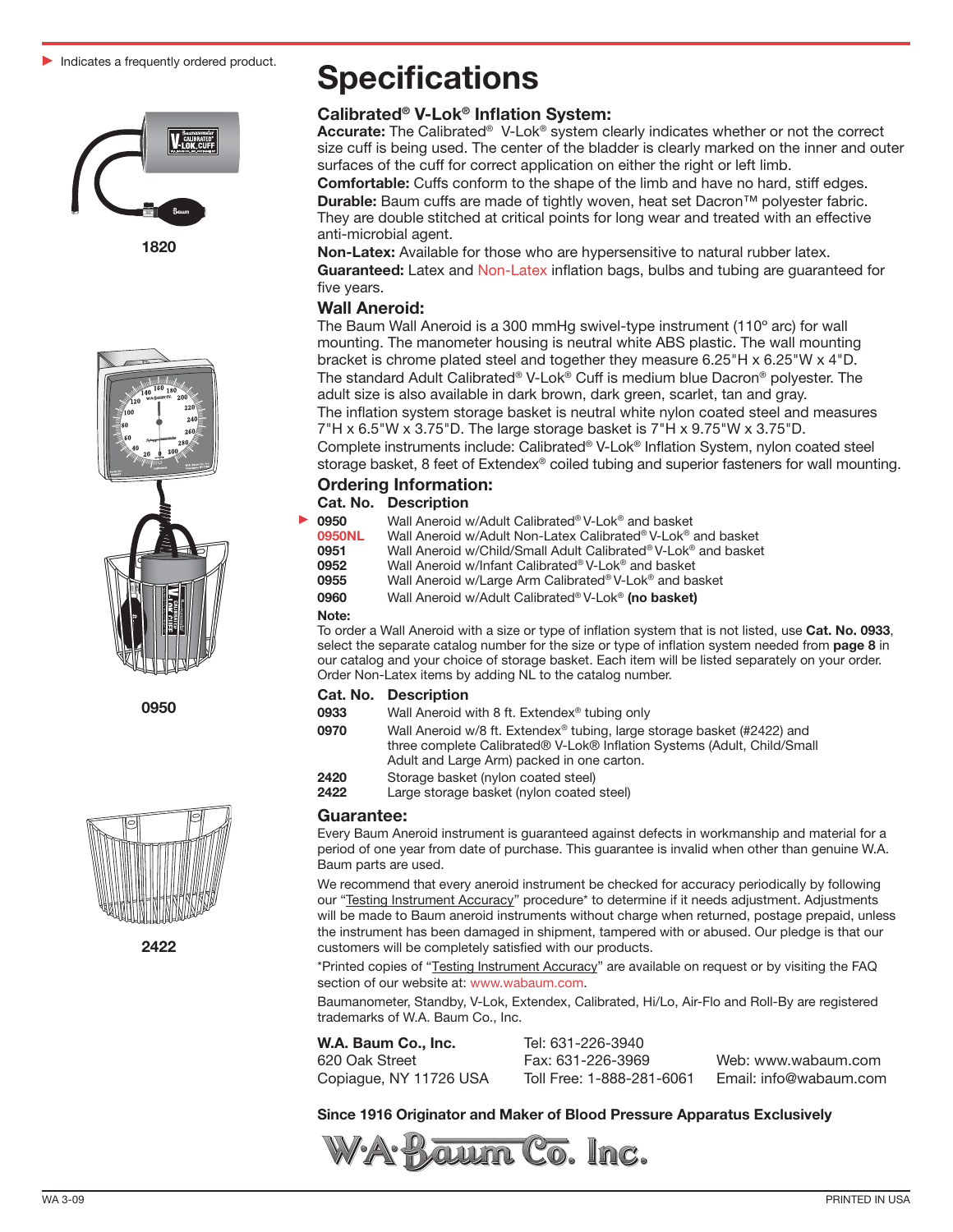▶ Indicates a frequently ordered product.

1820

0950

2422

# Specifications

## Calibrated® V-Lok® Inflation System:

**Accurate:** The Calibrated® V-Lok® system clearly indicates whether or not the correct size cuff is being used. The center of the bladder is clearly marked on the inner and outer surfaces of the cuff for correct application on either the right or left limb.
**Comfortable:** Cuffs conform to the shape of the limb and have no hard, stiff edges.
**Durable:** Baum cuffs are made of tightly woven, heat set Dacron™ polyester fabric. They are double stitched at critical points for long wear and treated with an effective anti-microbial agent.
**Non-Latex:** Available for those who are hypersensitive to natural rubber latex.
**Guaranteed:** Latex and Non-Latex inflation bags, bulbs and tubing are guaranteed for five years.

## Wall Aneroid:

The Baum Wall Aneroid is a 300 mmHg swivel-type instrument (110º arc) for wall mounting. The manometer housing is neutral white ABS plastic. The wall mounting bracket is chrome plated steel and together they measure 6.25"H x 6.25"W x 4"D. The standard Adult Calibrated® V-Lok® Cuff is medium blue Dacron® polyester. The adult size is also available in dark brown, dark green, scarlet, tan and gray.
The inflation system storage basket is neutral white nylon coated steel and measures 7"H x 6.5"W x 3.75"D. The large storage basket is 7"H x 9.75"W x 3.75"D.
Complete instruments include: Calibrated® V-Lok® Inflation System, nylon coated steel storage basket, 8 feet of Extendex® coiled tubing and superior fasteners for wall mounting.

## Ordering Information:

| Cat. No. | Description |
|---|---|
| ▶ **0950** | Wall Aneroid w/Adult Calibrated® V-Lok® and basket |
| **0950NL** | Wall Aneroid w/Adult Non-Latex Calibrated® V-Lok® and basket |
| **0951** | Wall Aneroid w/Child/Small Adult Calibrated® V-Lok® and basket |
| **0952** | Wall Aneroid w/Infant Calibrated® V-Lok® and basket |
| **0955** | Wall Aneroid w/Large Arm Calibrated® V-Lok® and basket |
| **0960** | Wall Aneroid w/Adult Calibrated® V-Lok® **(no basket)** |

**Note:**
To order a Wall Aneroid with a size or type of inflation system that is not listed, use **Cat. No. 0933**, select the separate catalog number for the size or type of inflation system needed from **page 8** in our catalog and your choice of storage basket. Each item will be listed separately on your order. Order Non-Latex items by adding NL to the catalog number.

| Cat. No. | Description |
|---|---|
| **0933** | Wall Aneroid with 8 ft. Extendex® tubing only |
| **0970** | Wall Aneroid w/8 ft. Extendex® tubing, large storage basket (#2422) and three complete Calibrated® V-Lok® Inflation Systems (Adult, Child/Small Adult and Large Arm) packed in one carton. |
| **2420** | Storage basket (nylon coated steel) |
| **2422** | Large storage basket (nylon coated steel) |

## Guarantee:

Every Baum Aneroid instrument is guaranteed against defects in workmanship and material for a period of one year from date of purchase. This guarantee is invalid when other than genuine W.A. Baum parts are used.

We recommend that every aneroid instrument be checked for accuracy periodically by following our "Testing Instrument Accuracy" procedure* to determine if it needs adjustment. Adjustments will be made to Baum aneroid instruments without charge when returned, postage prepaid, unless the instrument has been damaged in shipment, tampered with or abused. Our pledge is that our customers will be completely satisfied with our products.

*Printed copies of "Testing Instrument Accuracy" are available on request or by visiting the FAQ section of our website at: www.wabaum.com.

Baumanometer, Standby, V-Lok, Extendex, Calibrated, Hi/Lo, Air-Flo and Roll-By are registered trademarks of W.A. Baum Co., Inc.

**W.A. Baum Co., Inc.**
620 Oak Street
Copiague, NY 11726 USA

Tel: 631-226-3940
Fax: 631-226-3969
Toll Free: 1-888-281-6061

Web: www.wabaum.com
Email: info@wabaum.com

**Since 1916 Originator and Maker of Blood Pressure Apparatus Exclusively**

W.A. Baum Co. Inc.

WA 3-09

PRINTED IN USA